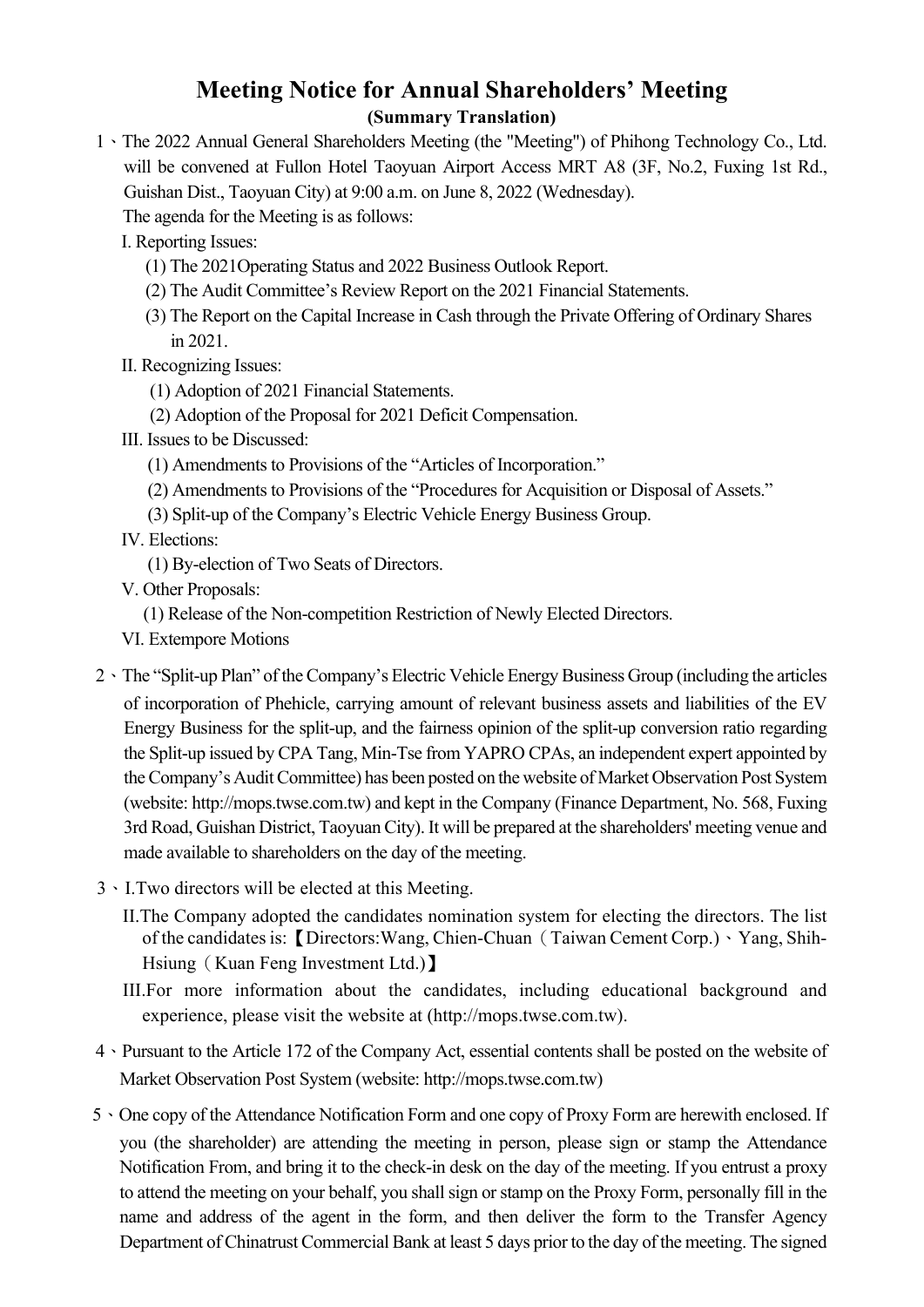# Meeting Notice for Annual Shareholders' Meeting

**(Summary Translation)**

1、The 2022 Annual General Shareholders Meeting (the "Meeting") of Phihong Technology Co., Ltd. will be convened at Fullon Hotel Taoyuan Airport Access MRT A8 (3F, No.2, Fuxing 1st Rd., Guishan Dist., Taoyuan City) at 9:00 a.m. on June 8, 2022 (Wednesday).

The agenda for the Meeting is as follows:

I. Reporting Issues:

(1) The 2021Operating Status and 2022 Business Outlook Report.

(2) The Audit Committee's Review Report on the 2021 Financial Statements.

(3) The Report on the Capital Increase in Cash through the Private Offering of Ordinary Shares in 2021.

II. Recognizing Issues:

(1) Adoption of 2021 Financial Statements.

(2) Adoption of the Proposal for 2021 Deficit Compensation.

III. Issues to be Discussed:

(1) Amendments to Provisions of the "Articles of Incorporation."

(2) Amendments to Provisions of the "Procedures for Acquisition or Disposal of Assets."

(3) Split-up of the Company's Electric Vehicle Energy Business Group.

IV. Elections:

(1) By-election of Two Seats of Directors.

V. Other Proposals:

(1) Release of the Non-competition Restriction of Newly Elected Directors.

VI. Extempore Motions

2、The "Split-up Plan" of the Company's Electric Vehicle Energy Business Group (including the articles of incorporation of Phehicle, carrying amount of relevant business assets and liabilities of the EV Energy Business for the split-up, and the fairness opinion of the split-up conversion ratio regarding the Split-up issued by CPA Tang, Min-Tse from YAPRO CPAs, an independent expert appointed by the Company's Audit Committee) has been posted on the website of Market Observation Post System (website: http://mops.twse.com.tw) and kept in the Company (Finance Department, No. 568, Fuxing 3rd Road, Guishan District, Taoyuan City). It will be prepared at the shareholders' meeting venue and made available to shareholders on the day of the meeting.

3、I.Two directors will be elected at this Meeting.

II.The Company adopted the candidates nomination system for electing the directors. The list of the candidates is:【Directors:Wang, Chien-Chuan（Taiwan Cement Corp.）、Yang, Shih-Hsiung（Kuan Feng Investment Ltd.)】

III.For more information about the candidates, including educational background and experience, please visit the website at (http://mops.twse.com.tw).

4、Pursuant to the Article 172 of the Company Act, essential contents shall be posted on the website of Market Observation Post System (website: http://mops.twse.com.tw)

5、One copy of the Attendance Notification Form and one copy of Proxy Form are herewith enclosed. If you (the shareholder) are attending the meeting in person, please sign or stamp the Attendance Notification From, and bring it to the check-in desk on the day of the meeting. If you entrust a proxy to attend the meeting on your behalf, you shall sign or stamp on the Proxy Form, personally fill in the name and address of the agent in the form, and then deliver the form to the Transfer Agency Department of Chinatrust Commercial Bank at least 5 days prior to the day of the meeting. The signed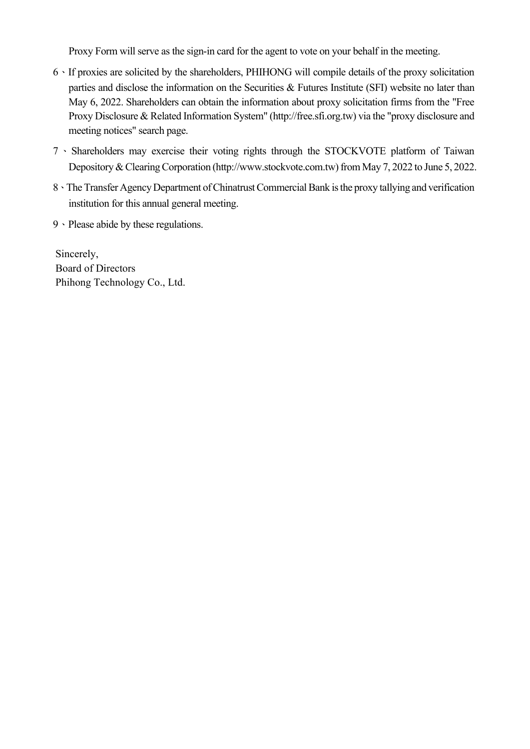Proxy Form will serve as the sign-in card for the agent to vote on your behalf in the meeting.

6、If proxies are solicited by the shareholders, PHIHONG will compile details of the proxy solicitation parties and disclose the information on the Securities & Futures Institute (SFI) website no later than May 6, 2022. Shareholders can obtain the information about proxy solicitation firms from the "Free Proxy Disclosure & Related Information System" (http://free.sfi.org.tw) via the "proxy disclosure and meeting notices" search page.

7、Shareholders may exercise their voting rights through the STOCKVOTE platform of Taiwan Depository & Clearing Corporation (http://www.stockvote.com.tw) from May 7, 2022 to June 5, 2022.

8、The Transfer Agency Department of Chinatrust Commercial Bank is the proxy tallying and verification institution for this annual general meeting.

9、Please abide by these regulations.

Sincerely,
Board of Directors
Phihong Technology Co., Ltd.